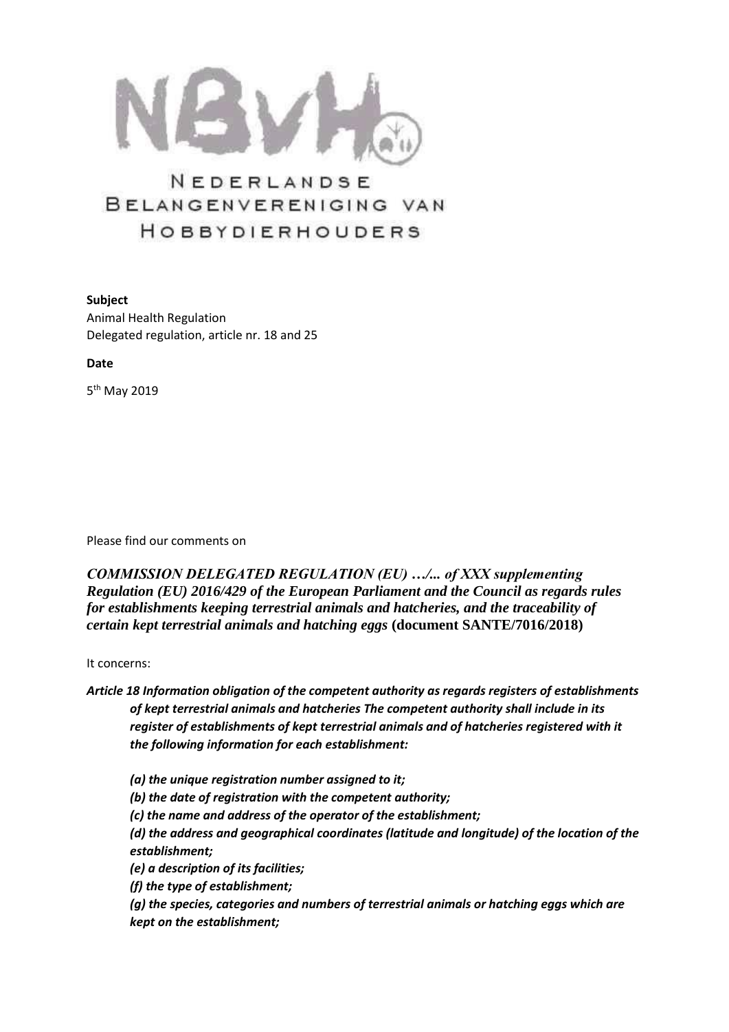NEDERLANDSE BELANGENVERENIGING VAN HOBBYDIERHOUDERS

**Subject**

Animal Health Regulation
Delegated regulation, article nr. 18 and 25

**Date**

5th May 2019

Please find our comments on

***COMMISSION DELEGATED REGULATION (EU) …/... of XXX supplementing Regulation (EU) 2016/429 of the European Parliament and the Council as regards rules for establishments keeping terrestrial animals and hatcheries, and the traceability of certain kept terrestrial animals and hatching eggs*** **(document SANTE/7016/2018)**

It concerns:

***Article 18 Information obligation of the competent authority as regards registers of establishments of kept terrestrial animals and hatcheries The competent authority shall include in its register of establishments of kept terrestrial animals and of hatcheries registered with it the following information for each establishment:***

***(a) the unique registration number assigned to it;***
***(b) the date of registration with the competent authority;***
***(c) the name and address of the operator of the establishment;***
***(d) the address and geographical coordinates (latitude and longitude) of the location of the establishment;***
***(e) a description of its facilities;***
***(f) the type of establishment;***
***(g) the species, categories and numbers of terrestrial animals or hatching eggs which are kept on the establishment;***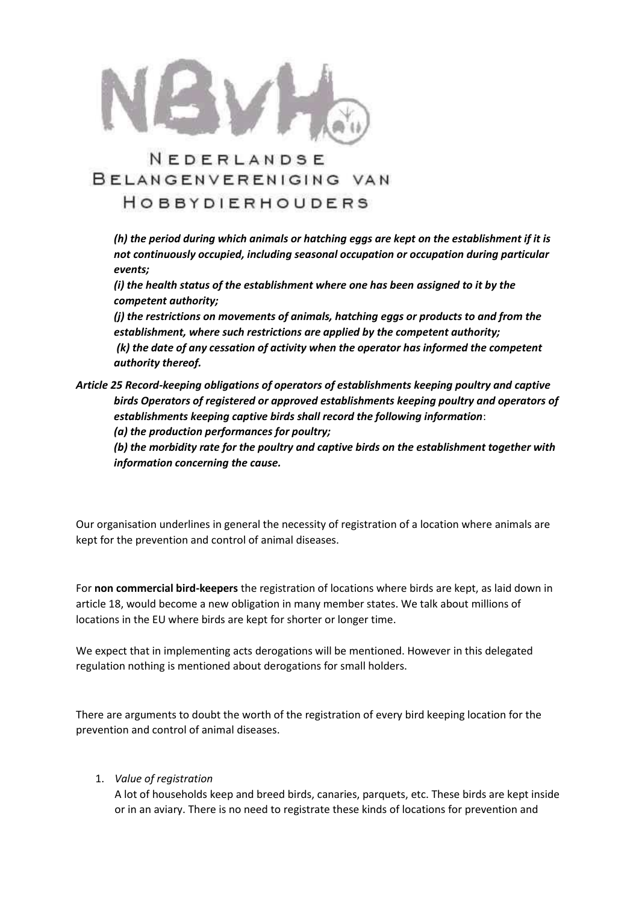*(h) the period during which animals or hatching eggs are kept on the establishment if it is not continuously occupied, including seasonal occupation or occupation during particular events;*

*(i) the health status of the establishment where one has been assigned to it by the competent authority;*

*(j) the restrictions on movements of animals, hatching eggs or products to and from the establishment, where such restrictions are applied by the competent authority;*

*(k) the date of any cessation of activity when the operator has informed the competent authority thereof.*

***Article 25 Record-keeping obligations of operators of establishments keeping poultry and captive birds Operators of registered or approved establishments keeping poultry and operators of establishments keeping captive birds shall record the following information*:**

***(a) the production performances for poultry;***

***(b) the morbidity rate for the poultry and captive birds on the establishment together with information concerning the cause.***

Our organisation underlines in general the necessity of registration of a location where animals are kept for the prevention and control of animal diseases.

For **non commercial bird-keepers** the registration of locations where birds are kept, as laid down in article 18, would become a new obligation in many member states. We talk about millions of locations in the EU where birds are kept for shorter or longer time.

We expect that in implementing acts derogations will be mentioned. However in this delegated regulation nothing is mentioned about derogations for small holders.

There are arguments to doubt the worth of the registration of every bird keeping location for the prevention and control of animal diseases.

1. *Value of registration*
   A lot of households keep and breed birds, canaries, parquets, etc. These birds are kept inside or in an aviary. There is no need to registrate these kinds of locations for prevention and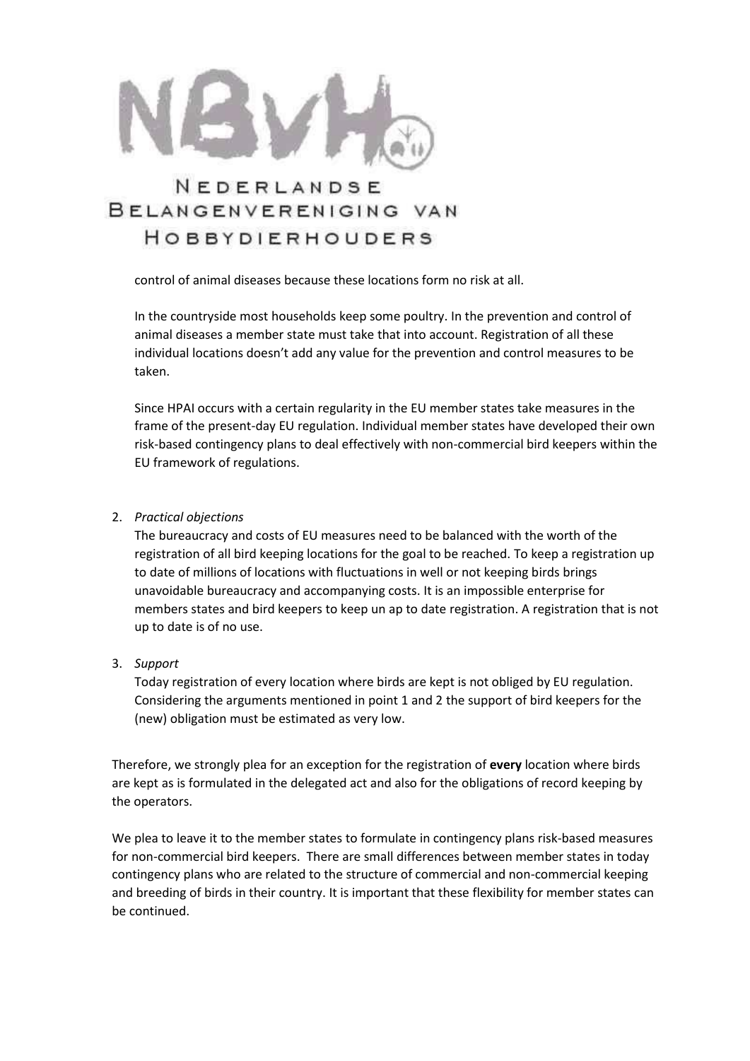control of animal diseases because these locations form no risk at all.

In the countryside most households keep some poultry. In the prevention and control of animal diseases a member state must take that into account. Registration of all these individual locations doesn't add any value for the prevention and control measures to be taken.

Since HPAI occurs with a certain regularity in the EU member states take measures in the frame of the present-day EU regulation. Individual member states have developed their own risk-based contingency plans to deal effectively with non-commercial bird keepers within the EU framework of regulations.

2. *Practical objections*
   The bureaucracy and costs of EU measures need to be balanced with the worth of the registration of all bird keeping locations for the goal to be reached. To keep a registration up to date of millions of locations with fluctuations in well or not keeping birds brings unavoidable bureaucracy and accompanying costs. It is an impossible enterprise for members states and bird keepers to keep un ap to date registration. A registration that is not up to date is of no use.

3. *Support*
   Today registration of every location where birds are kept is not obliged by EU regulation. Considering the arguments mentioned in point 1 and 2 the support of bird keepers for the (new) obligation must be estimated as very low.

Therefore, we strongly plea for an exception for the registration of **every** location where birds are kept as is formulated in the delegated act and also for the obligations of record keeping by the operators.

We plea to leave it to the member states to formulate in contingency plans risk-based measures for non-commercial bird keepers. There are small differences between member states in today contingency plans who are related to the structure of commercial and non-commercial keeping and breeding of birds in their country. It is important that these flexibility for member states can be continued.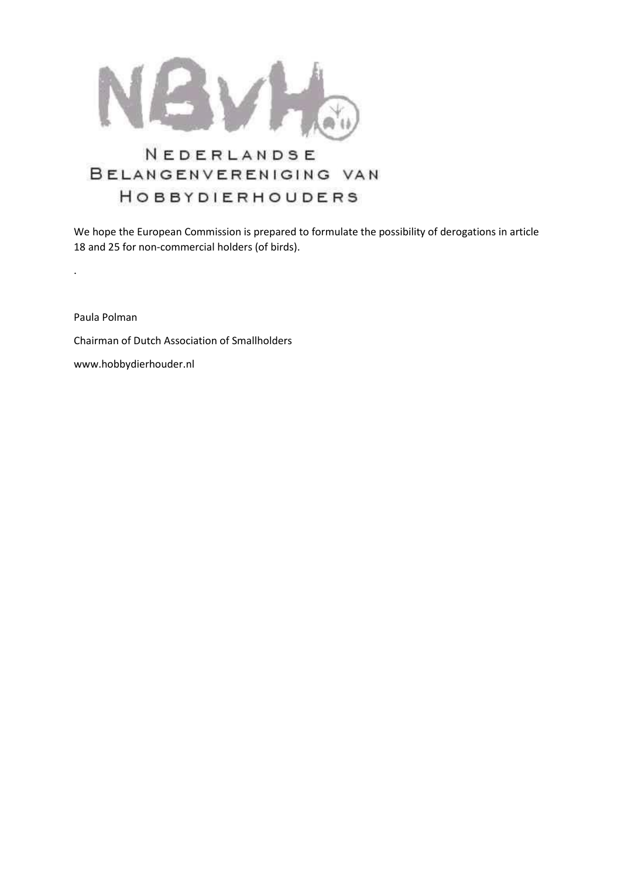NBvH

NEDERLANDSE BELANGENVERENIGING VAN HOBBYDIERHOUDERS

We hope the European Commission is prepared to formulate the possibility of derogations in article 18 and 25 for non-commercial holders (of birds).

.

Paula Polman

Chairman of Dutch Association of Smallholders

www.hobbydierhouder.nl